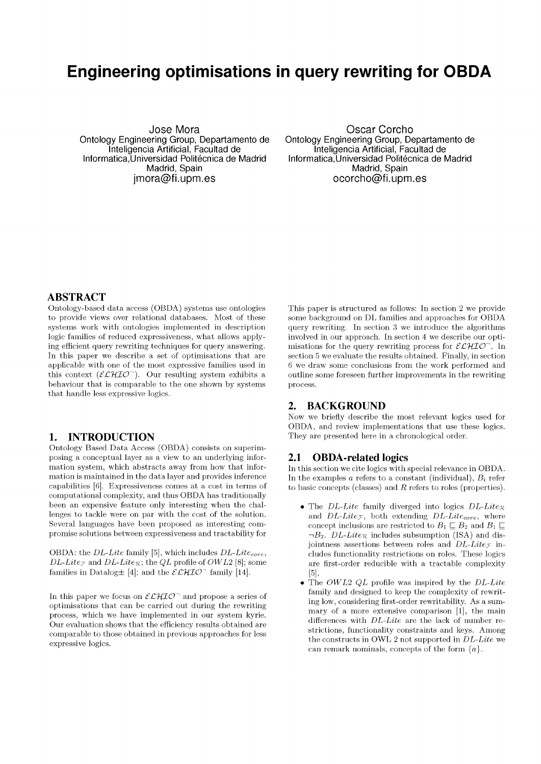# Engineering optimisations in query rewriting for OBDA

Jose Mora
Ontology Engineering Group, Departamento de Inteligencia Artificial, Facultad de Informatica,Universidad Politécnica de Madrid
Madrid, Spain
jmora@fi.upm.es

Oscar Corcho
Ontology Engineering Group, Departamento de Inteligencia Artificial, Facultad de Informatica,Universidad Politécnica de Madrid
Madrid, Spain
ocorcho@fi.upm.es

## ABSTRACT

Ontology-based data access (OBDA) systems use ontologies to provide views over relational databases. Most of these systems work with ontologies implemented in description logic families of reduced expressiveness, what allows applying efficient query rewriting techniques for query answering. In this paper we describe a set of optimisations that are applicable with one of the most expressive families used in this context ($\mathcal{ELHIO}^{\neg}$). Our resulting system exhibits a behaviour that is comparable to the one shown by systems that handle less expressive logics.

## 1. INTRODUCTION

Ontology Based Data Access (OBDA) consists on superimposing a conceptual layer as a view to an underlying information system, which abstracts away from how that information is maintained in the data layer and provides inference capabilities [6]. Expressiveness comes at a cost in terms of computational complexity, and thus OBDA has traditionally been an expensive feature only interesting when the challenges to tackle were on par with the cost of the solution. Several languages have been proposed as interesting compromise solutions between expressiveness and tractability for OBDA: the *DL-Lite* family [5], which includes $DL\text{-}Lite_{core}$, $DL\text{-}Lite_{\mathcal{F}}$ and $DL\text{-}Lite_{\mathcal{R}}$; the *QL* profile of *OWL*2 [8]; some families in Datalog± [4]; and the $\mathcal{ELHIO}^{\neg}$ family [14].

In this paper we focus on $\mathcal{ELHIO}^{\neg}$ and propose a series of optimisations that can be carried out during the rewriting process, which we have implemented in our system kyrie. Our evaluation shows that the efficiency results obtained are comparable to those obtained in previous approaches for less expressive logics.

This paper is structured as follows: In section 2 we provide some background on DL families and approaches for OBDA query rewriting. In section 3 we introduce the algorithms involved in our approach. In section 4 we describe our optimisations for the query rewriting process for $\mathcal{ELHIO}^{\neg}$. In section 5 we evaluate the results obtained. Finally, in section 6 we draw some conclusions from the work performed and outline some foreseen further improvements in the rewriting process.

## 2. BACKGROUND

Now we briefly describe the most relevant logics used for OBDA, and review implementations that use these logics. They are presented here in a chronological order.

### 2.1 OBDA-related logics

In this section we cite logics with special relevance in OBDA. In the examples $a$ refers to a constant (individual), $B_i$ refer to basic concepts (classes) and $R$ refers to roles (properties).

- The *DL-Lite* family diverged into logics $DL\text{-}Lite_{\mathcal{R}}$ and $DL\text{-}Lite_{\mathcal{F}}$, both extending $DL\text{-}Lite_{core}$, where concept inclusions are restricted to $B_1 \sqsubseteq B_2$ and $B_1 \sqsubseteq \neg B_2$. $DL\text{-}Lite_{\mathcal{R}}$ includes subsumption (ISA) and disjointness assertions between roles and $DL\text{-}Lite_{\mathcal{F}}$ includes functionality restrictions on roles. These logics are first-order reducible with a tractable complexity [5].
- The *OWL*2 *QL* profile was inspired by the *DL-Lite* family and designed to keep the complexity of rewriting low, considering first-order rewritability. As a summary of a more extensive comparison [1], the main differences with *DL-Lite* are the lack of number restrictions, functionality constraints and keys. Among the constructs in OWL 2 not supported in *DL-Lite* we can remark nominals, concepts of the form $\{a\}$.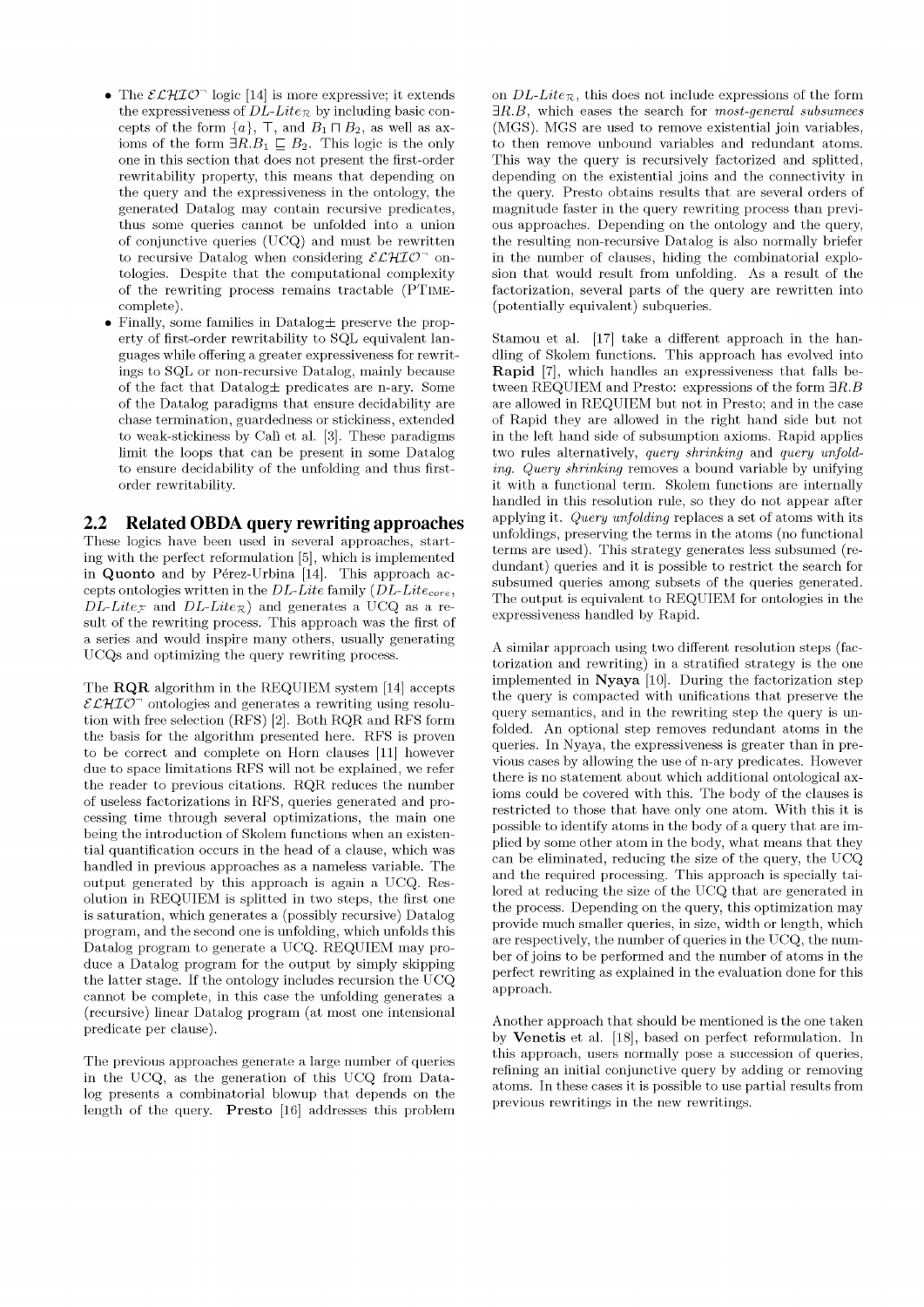- The $\mathcal{ELHIO}^{\neg}$ logic [14] is more expressive; it extends the expressiveness of *DL-Lite*$_{\mathcal{R}}$ by including basic concepts of the form $\{a\}$, $\top$, and $B_1 \sqcap B_2$, as well as axioms of the form $\exists R.B_1 \sqsubseteq B_2$. This logic is the only one in this section that does not present the first-order rewritability property, this means that depending on the query and the expressiveness in the ontology, the generated Datalog may contain recursive predicates, thus some queries cannot be unfolded into a union of conjunctive queries (UCQ) and must be rewritten to recursive Datalog when considering $\mathcal{ELHIO}^{\neg}$ ontologies. Despite that the computational complexity of the rewriting process remains tractable (PTIME-complete).
- Finally, some families in Datalog± preserve the property of first-order rewritability to SQL equivalent languages while offering a greater expressiveness for rewritings to SQL or non-recursive Datalog, mainly because of the fact that Datalog± predicates are n-ary. Some of the Datalog paradigms that ensure decidability are chase termination, guardedness or stickiness, extended to weak-stickiness by Calì et al. [3]. These paradigms limit the loops that can be present in some Datalog to ensure decidability of the unfolding and thus first-order rewritability.

## 2.2 Related OBDA query rewriting approaches

These logics have been used in several approaches, starting with the perfect reformulation [5], which is implemented in **Quonto** and by Pérez-Urbina [14]. This approach accepts ontologies written in the *DL-Lite* family (*DL-Lite*$_{core}$, *DL-Lite*$_{\mathcal{F}}$ and *DL-Lite*$_{\mathcal{R}}$) and generates a UCQ as a result of the rewriting process. This approach was the first of a series and would inspire many others, usually generating UCQs and optimizing the query rewriting process.

The **RQR** algorithm in the REQUIEM system [14] accepts $\mathcal{ELHIO}^{\neg}$ ontologies and generates a rewriting using resolution with free selection (RFS) [2]. Both RQR and RFS form the basis for the algorithm presented here. RFS is proven to be correct and complete on Horn clauses [11] however due to space limitations RFS will not be explained, we refer the reader to previous citations. RQR reduces the number of useless factorizations in RFS, queries generated and processing time through several optimizations, the main one being the introduction of Skolem functions when an existential quantification occurs in the head of a clause, which was handled in previous approaches as a nameless variable. The output generated by this approach is again a UCQ. Resolution in REQUIEM is splitted in two steps, the first one is saturation, which generates a (possibly recursive) Datalog program, and the second one is unfolding, which unfolds this Datalog program to generate a UCQ. REQUIEM may produce a Datalog program for the output by simply skipping the latter stage. If the ontology includes recursion the UCQ cannot be complete, in this case the unfolding generates a (recursive) linear Datalog program (at most one intensional predicate per clause).

The previous approaches generate a large number of queries in the UCQ, as the generation of this UCQ from Datalog presents a combinatorial blowup that depends on the length of the query. **Presto** [16] addresses this problem on *DL-Lite*$_{\mathcal{R}}$, this does not include expressions of the form $\exists R.B$, which eases the search for *most-general subsumees* (MGS). MGS are used to remove existential join variables, to then remove unbound variables and redundant atoms. This way the query is recursively factorized and splitted, depending on the existential joins and the connectivity in the query. Presto obtains results that are several orders of magnitude faster in the query rewriting process than previous approaches. Depending on the ontology and the query, the resulting non-recursive Datalog is also normally briefer in the number of clauses, hiding the combinatorial explosion that would result from unfolding. As a result of the factorization, several parts of the query are rewritten into (potentially equivalent) subqueries.

Stamou et al. [17] take a different approach in the handling of Skolem functions. This approach has evolved into **Rapid** [7], which handles an expressiveness that falls between REQUIEM and Presto: expressions of the form $\exists R.B$ are allowed in REQUIEM but not in Presto; and in the case of Rapid they are allowed in the right hand side but not in the left hand side of subsumption axioms. Rapid applies two rules alternatively, *query shrinking* and *query unfolding*. *Query shrinking* removes a bound variable by unifying it with a functional term. Skolem functions are internally handled in this resolution rule, so they do not appear after applying it. *Query unfolding* replaces a set of atoms with its unfoldings, preserving the terms in the atoms (no functional terms are used). This strategy generates less subsumed (redundant) queries and it is possible to restrict the search for subsumed queries among subsets of the queries generated. The output is equivalent to REQUIEM for ontologies in the expressiveness handled by Rapid.

A similar approach using two different resolution steps (factorization and rewriting) in a stratified strategy is the one implemented in **Nyaya** [10]. During the factorization step the query is compacted with unifications that preserve the query semantics, and in the rewriting step the query is unfolded. An optional step removes redundant atoms in the queries. In Nyaya, the expressiveness is greater than in previous cases by allowing the use of n-ary predicates. However there is no statement about which additional ontological axioms could be covered with this. The body of the clauses is restricted to those that have only one atom. With this it is possible to identify atoms in the body of a query that are implied by some other atom in the body, what means that they can be eliminated, reducing the size of the query, the UCQ and the required processing. This approach is specially tailored at reducing the size of the UCQ that are generated in the process. Depending on the query, this optimization may provide much smaller queries, in size, width or length, which are respectively, the number of queries in the UCQ, the number of joins to be performed and the number of atoms in the perfect rewriting as explained in the evaluation done for this approach.

Another approach that should be mentioned is the one taken by **Venetis** et al. [18], based on perfect reformulation. In this approach, users normally pose a succession of queries, refining an initial conjunctive query by adding or removing atoms. In these cases it is possible to use partial results from previous rewritings in the new rewritings.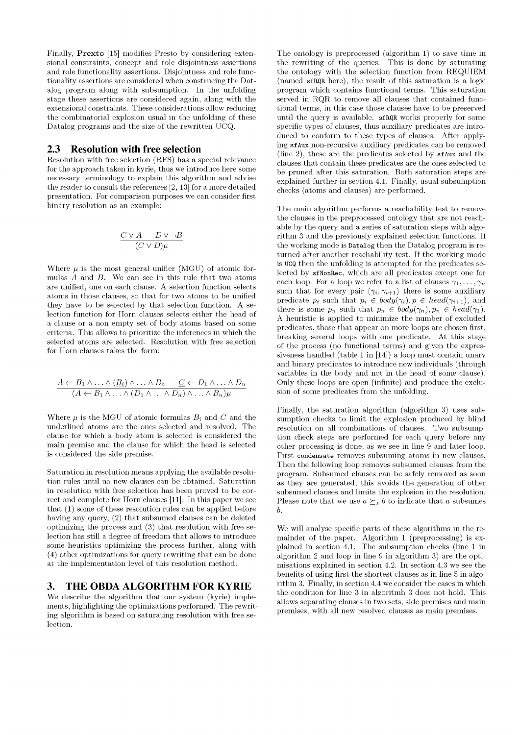Finally, **Prexto** [15] modifies Presto by considering extensional constraints, concept and role disjointness assertions and role functionality assertions. Disjointness and role functionality assertions are considered when construcing the Datalog program along with subsumption. In the unfolding stage these assertions are considered again, along with the extensional constraints. These considerations allow reducing the combinatorial explosion usual in the unfolding of these Datalog programs and the size of the rewritten UCQ.

## 2.3 Resolution with free selection

Resolution with free selection (RFS) has a special relevance for the approach taken in kyrie, thus we introduce here some necessary terminology to explain this algorithm and advise the reader to consult the references [2, 13] for a more detailed presentation. For comparison purposes we can consider first binary resolution as an example:

$$\frac{C \vee A \qquad D \vee \neg B}{(C \vee D)\mu}$$

Where $\mu$ is the most general unifier (MGU) of atomic formulas $A$ and $B$. We can see in this rule that two atoms are unified, one on each clause. A selection function selects atoms in those clauses, so that for two atoms to be unified they have to be selected by that selection function. A selection function for Horn clauses selects either the head of a clause or a non empty set of body atoms based on some criteria. This allows to prioritize the inferences in which the selected atoms are selected. Resolution with free selection for Horn clauses takes the form:

$$\frac{A \leftarrow B_1 \wedge \ldots \wedge \underline{(B_i)} \wedge \ldots \wedge B_n \qquad \underline{C} \leftarrow D_1 \wedge \ldots \wedge D_n}{(A \leftarrow B_1 \wedge \ldots \wedge (D_1 \wedge \ldots \wedge D_n) \wedge \ldots \wedge B_n)\mu}$$

Where $\mu$ is the MGU of atomic formulas $B_i$ and $C$ and the underlined atoms are the ones selected and resolved. The clause for which a body atom is selected is considered the main premise and the clause for which the head is selected is considered the side premise.

Saturation in resolution means applying the available resolution rules until no new clauses can be obtained. Saturation in resolution with free selection has been proved to be correct and complete for Horn clauses [11]. In this paper we see that (1) some of these resolution rules can be applied before having any query, (2) that subsumed clauses can be deleted optimizing the process and (3) that resolution with free selection has still a degree of freedom that allows to introduce some heuristics optimizing the process further, along with (4) other optimizations for query rewriting that can be done at the implementation level of this resolution method.

# 3. THE OBDA ALGORITHM FOR KYRIE

We describe the algorithm that our system (kyrie) implements, highlighting the optimizations performed. The rewriting algorithm is based on saturating resolution with free selection.

The ontology is preprocessed (algorithm 1) to save time in the rewriting of the queries. This is done by saturating the ontology with the selection function from REQUIEM (named `sfRQR` here), the result of this saturation is a logic program which contains functional terms. This saturation served in RQR to remove all clauses that contained functional terms, in this case those clauses have to be preserved until the query is available. `sfRQR` works properly for some specific types of clauses, thus auxiliary predicates are introduced to conform to these types of clauses. After applying `sfAux` non-recursive auxiliary predicates can be removed (line 2), these are the predicates selected by `sfAux` and the clauses that contain these predicates are the ones selected to be pruned after this saturation. Both saturation steps are explained further in section 4.1. Finally, usual subsumption checks (atoms and clauses) are performed.

The main algorithm performs a reachability test to remove the clauses in the preprocessed ontology that are not reachable by the query and a series of saturation steps with algorithm 3 and the previously explained selection functions. If the working mode is `Datalog` then the Datalog program is returned after another reachability test. If the working mode is `UCQ` then the unfolding is attempted for the predicates selected by `sfNonRec`, which are all predicates except one for each loop. For a loop we refer to a list of clauses $\gamma_1, \ldots, \gamma_n$ such that for every pair $(\gamma_i, \gamma_{i+1})$ there is some auxiliary predicate $p_i$ such that $p_i \in body(\gamma_i), p \in head(\gamma_{i+1})$, and there is some $p_n$ such that $p_n \in body(\gamma_n), p_n \in head(\gamma_1)$. A heuristic is applied to minimize the number of excluded predicates, those that appear on more loops are chosen first, breaking several loops with one predicate. At this stage of the process (no functional terms) and given the expressiveness handled (table 1 in [14]) a loop must contain unary and binary predicates to introduce new individuals (through variables in the body and not in the head of some clause). Only these loops are open (infinite) and produce the exclusion of some predicates from the unfolding.

Finally, the saturation algorithm (algorithm 3) uses subsumption checks to limit the explosion produced by blind resolution on all combinations of clauses. Two subsumption check steps are performed for each query before any other processing is done, as we see in line 9 and later loop. First `condensate` removes subsuming atoms in new clauses. Then the following loop removes subsumed clauses from the program. Subsumed clauses can be safely removed as soon as they are generated, this avoids the generation of other subsumed clauses and limits the explosion in the resolution. Please note that we use $a \succeq_s b$ to indicate that $a$ subsumes $b$.

We will analyse specific parts of these algorithms in the remainder of the paper. Algorithm 1 (preprocessing) is explained in section 4.1. The subsumption checks (line 1 in algorithm 2 and loop in line 9 in algorithm 3) are the optimisations explained in section 4.2. In section 4.3 we see the benefits of using first the shortest clauses as in line 5 in algorithm 3. Finally, in section 4.4 we consider the cases in which the condition for line 3 in algoritmh 3 does not hold. This allows separating clauses in two sets, side premises and main premises, with all new resolved clauses as main premises.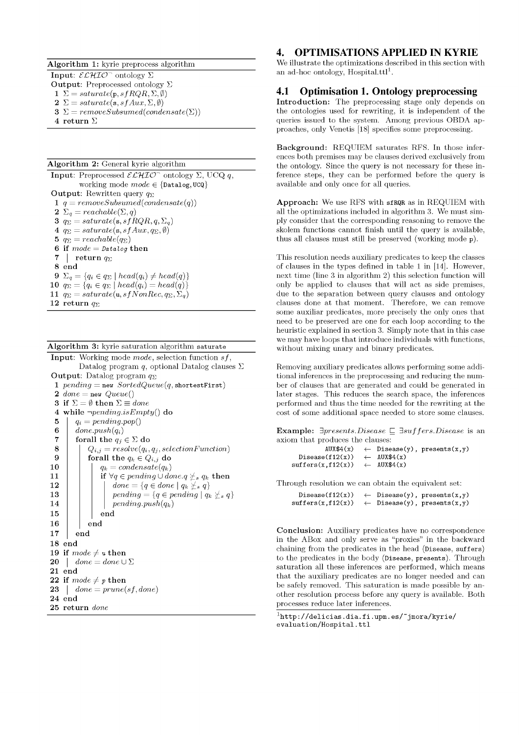**Algorithm 1:** kyrie preprocess algorithm

**Input**: $\mathcal{ELHIO}^{\neg}$ ontology $\Sigma$
**Output**: Preprocessed ontology $\Sigma$

1 $\Sigma = saturate(\mathtt{p}, sfRQR, \Sigma, \emptyset)$
2 $\Sigma = saturate(\mathtt{s}, sfAux, \Sigma, \emptyset)$
3 $\Sigma = removeSubsumed(condensate(\Sigma))$
4 **return** $\Sigma$

**Algorithm 2:** General kyrie algorithm

**Input**: Preprocessed $\mathcal{ELHIO}^{\neg}$ ontology $\Sigma$, UCQ $q$, working mode $mode \in \{\mathtt{Datalog}, \mathtt{UCQ}\}$
**Output**: Rewritten query $q_\Sigma$

1 $q = removeSubsumed(condensate(q))$
2 $\Sigma_q = reachable(\Sigma, q)$
3 $q_\Sigma = saturate(\mathtt{s}, sfRQR, q, \Sigma_q)$
4 $q_\Sigma = saturate(\mathtt{s}, sfAux, q_\Sigma, \emptyset)$
5 $q_\Sigma = reachable(q_\Sigma)$
6 **if** $mode = \mathtt{Datalog}$ **then**
7 | **return** $q_\Sigma$
8 **end**
9 $\Sigma_q = \{q_i \in q_\Sigma \mid head(q_i) \neq head(q)\}$
10 $q_\Sigma = \{q_i \in q_\Sigma \mid head(q_i) = head(q)\}$
11 $q_\Sigma = saturate(\mathtt{u}, sfNonRec, q_\Sigma, \Sigma_q)$
12 **return** $q_\Sigma$

**Algorithm 3:** kyrie saturation algorithm saturate

**Input**: Working mode $mode$, selection function $sf$, Datalog program $q$, optional Datalog clauses $\Sigma$
**Output**: Datalog program $q_\Sigma$

1 $pending = \mathtt{new}\ SortedQueue(q, \mathtt{shortestFirst})$
2 $done = \mathtt{new}\ Queue()$
3 **if** $\Sigma = \emptyset$ **then** $\Sigma \equiv done$
4 **while** $\neg pending.isEmpty()$ **do**
5 | $q_i = pending.pop()$
6 | $done.push(q_i)$
7 | **forall the** $q_j \in \Sigma$ **do**
8 | | $Q_{i,j} = resolve(q_i, q_j, selectionFunction)$
9 | | **forall the** $q_k \in Q_{i,j}$ **do**
10 | | | $q_k = condensate(q_k)$
11 | | | **if** $\forall q \in pending \cup done. q \not\preceq_s q_k$ **then**
12 | | | | $done = \{q \in done \mid q_k \not\preceq_s q\}$
13 | | | | $pending = \{q \in pending \mid q_k \not\preceq_s q\}$
14 | | | | $pending.push(q_k)$
15 | | | **end**
16 | | **end**
17 | **end**
18 **end**
19 **if** $mode \neq \mathtt{u}$ **then**
20 | $done = done \cup \Sigma$
21 **end**
22 **if** $mode \neq \mathtt{p}$ **then**
23 | $done = prune(sf, done)$
24 **end**
25 **return** $done$

# 4. OPTIMISATIONS APPLIED IN KYRIE

We illustrate the optimizations described in this section with an ad-hoc ontology, Hospital.ttl[1].

## 4.1 Optimisation 1. Ontology preprocessing

**Introduction:** The preprocessing stage only depends on the ontologies used for rewriting, it is independent of the queries issued to the system. Among previous OBDA approaches, only Venetis [18] specifies some preprocessing.

**Background:** REQUIEM saturates RFS. In those inferences both premises may be clauses derived exclusively from the ontology. Since the query is not necessary for these inference steps, they can be performed before the query is available and only once for all queries.

**Approach:** We use RFS with sfRQR as in REQUIEM with all the optimizations included in algorithm 3. We must simply consider that the corresponding reasoning to remove the skolem functions cannot finish until the query is available, thus all clauses must still be preserved (working mode p).

This resolution needs auxiliary predicates to keep the classes of clauses in the types defined in table 1 in [14]. However, next time (line 3 in algorithm 2) this selection function will only be applied to clauses that will act as side premises, due to the separation between query clauses and ontology clauses done at that moment. Therefore, we can remove some auxiliar predicates, more precisely the only ones that need to be preserved are one for each loop according to the heuristic explained in section 3. Simply note that in this case we may have loops that introduce individuals with functions, without mixing unary and binary predicates.

Removing auxiliary predicates allows performing some additional inferences in the preprocessing and reducing the number of clauses that are generated and could be generated in later stages. This reduces the search space, the inferences performed and thus the time needed for the rewriting at the cost of some additional space needed to store some clauses.

**Example:** $\exists presents.Disease \sqsubseteq \exists suffers.Disease$ is an axiom that produces the clauses:

```
        AUX$4(x)  ←  Disease(y), presents(x,y)
  Disease(f12(x)) ←  AUX$4(x)
suffers(x,f12(x)) ←  AUX$4(x)
```

Through resolution we can obtain the equivalent set:

```
  Disease(f12(x)) ←  Disease(y), presents(x,y)
suffers(x,f12(x)) ←  Disease(y), presents(x,y)
```

**Conclusion:** Auxiliary predicates have no correspondence in the ABox and only serve as "proxies" in the backward chaining from the predicates in the head (Disease, suffers) to the predicates in the body (Disease, presents). Through saturation all these inferences are performed, which means that the auxiliary predicates are no longer needed and can be safely removed. This saturation is made possible by another resolution process before any query is available. Both processes reduce later inferences.

[1] http://delicias.dia.fi.upm.es/~jmora/kyrie/evaluation/Hospital.ttl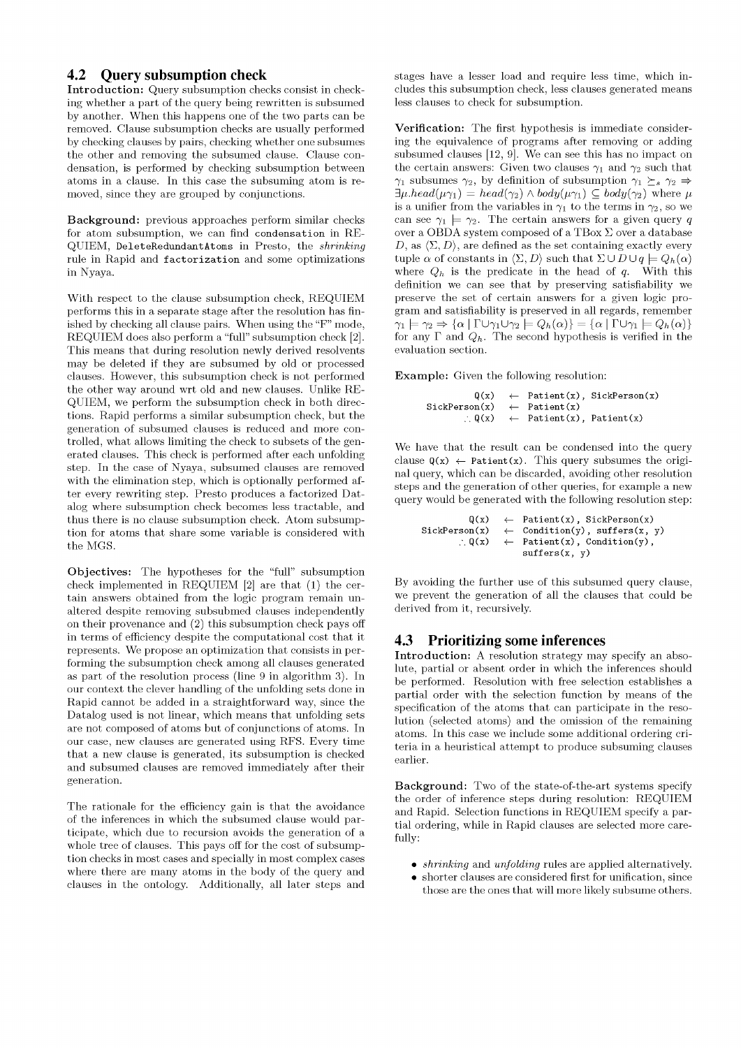## 4.2 Query subsumption check

**Introduction:** Query subsumption checks consist in checking whether a part of the query being rewritten is subsumed by another. When this happens one of the two parts can be removed. Clause subsumption checks are usually performed by checking clauses by pairs, checking whether one subsumes the other and removing the subsumed clause. Clause condensation, is performed by checking subsumption between atoms in a clause. In this case the subsuming atom is removed, since they are grouped by conjunctions.

**Background:** previous approaches perform similar checks for atom subsumption, we can find `condensation` in REQUIEM, `DeleteRedundantAtoms` in Presto, the *shrinking* rule in Rapid and `factorization` and some optimizations in Nyaya.

With respect to the clause subsumption check, REQUIEM performs this in a separate stage after the resolution has finished by checking all clause pairs. When using the "F" mode, REQUIEM does also perform a "full" subsumption check [2]. This means that during resolution newly derived resolvents may be deleted if they are subsumed by old or processed clauses. However, this subsumption check is not performed the other way around wrt old and new clauses. Unlike REQUIEM, we perform the subsumption check in both directions. Rapid performs a similar subsumption check, but the generation of subsumed clauses is reduced and more controlled, what allows limiting the check to subsets of the generated clauses. This check is performed after each unfolding step. In the case of Nyaya, subsumed clauses are removed with the elimination step, which is optionally performed after every rewriting step. Presto produces a factorized Datalog where subsumption check becomes less tractable, and thus there is no clause subsumption check. Atom subsumption for atoms that share some variable is considered with the MGS.

**Objectives:** The hypotheses for the "full" subsumption check implemented in REQUIEM [2] are that (1) the certain answers obtained from the logic program remain unaltered despite removing subsubmed clauses independently on their provenance and (2) this subsumption check pays off in terms of efficiency despite the computational cost that it represents. We propose an optimization that consists in performing the subsumption check among all clauses generated as part of the resolution process (line 9 in algorithm 3). In our context the clever handling of the unfolding sets done in Rapid cannot be added in a straightforward way, since the Datalog used is not linear, which means that unfolding sets are not composed of atoms but of conjunctions of atoms. In our case, new clauses are generated using RFS. Every time that a new clause is generated, its subsumption is checked and subsumed clauses are removed immediately after their generation.

The rationale for the efficiency gain is that the avoidance of the inferences in which the subsumed clause would participate, which due to recursion avoids the generation of a whole tree of clauses. This pays off for the cost of subsumption checks in most cases and specially in most complex cases where there are many atoms in the body of the query and clauses in the ontology. Additionally, all later steps and stages have a lesser load and require less time, which includes this subsumption check, less clauses generated means less clauses to check for subsumption.

**Verification:** The first hypothesis is immediate considering the equivalence of programs after removing or adding subsumed clauses [12, 9]. We can see this has no impact on the certain answers: Given two clauses $\gamma_1$ and $\gamma_2$ such that $\gamma_1$ subsumes $\gamma_2$, by definition of subsumption $\gamma_1 \succeq_s \gamma_2 \Rightarrow \exists\mu. head(\mu\gamma_1) = head(\gamma_2) \wedge body(\mu\gamma_1) \subseteq body(\gamma_2)$ where $\mu$ is a unifier from the variables in $\gamma_1$ to the terms in $\gamma_2$, so we can see $\gamma_1 \models \gamma_2$. The certain answers for a given query $q$ over a OBDA system composed of a TBox $\Sigma$ over a database $D$, as $\langle\Sigma, D\rangle$, are defined as the set containing exactly every tuple $\alpha$ of constants in $\langle\Sigma, D\rangle$ such that $\Sigma \cup D \cup q \models Q_h(\alpha)$ where $Q_h$ is the predicate in the head of $q$. With this definition we can see that by preserving satisfiability we preserve the set of certain answers for a given logic program and satisfiability is preserved in all regards, remember $\gamma_1 \models \gamma_2 \Rightarrow \{\alpha \mid \Gamma\cup\gamma_1\cup\gamma_2 \models Q_h(\alpha)\} = \{\alpha \mid \Gamma\cup\gamma_1 \models Q_h(\alpha)\}$ for any $\Gamma$ and $Q_h$. The second hypothesis is verified in the evaluation section.

**Example:** Given the following resolution:

```
           Q(x)  ←  Patient(x), SickPerson(x)
  SickPerson(x)  ←  Patient(x)
         ∴ Q(x)  ←  Patient(x), Patient(x)
```

We have that the result can be condensed into the query clause `Q(x) ← Patient(x)`. This query subsumes the original query, which can be discarded, avoiding other resolution steps and the generation of other queries, for example a new query would be generated with the following resolution step:

```
           Q(x)  ←  Patient(x), SickPerson(x)
  SickPerson(x)  ←  Condition(y), suffers(x, y)
         ∴ Q(x)  ←  Patient(x), Condition(y),
                    suffers(x, y)
```

By avoiding the further use of this subsumed query clause, we prevent the generation of all the clauses that could be derived from it, recursively.

## 4.3 Prioritizing some inferences

**Introduction:** A resolution strategy may specify an absolute, partial or absent order in which the inferences should be performed. Resolution with free selection establishes a partial order with the selection function by means of the specification of the atoms that can participate in the resolution (selected atoms) and the omission of the remaining atoms. In this case we include some additional ordering criteria in a heuristical attempt to produce subsuming clauses earlier.

**Background:** Two of the state-of-the-art systems specify the order of inference steps during resolution: REQUIEM and Rapid. Selection functions in REQUIEM specify a partial ordering, while in Rapid clauses are selected more carefully:

- *shrinking* and *unfolding* rules are applied alternatively.
- shorter clauses are considered first for unification, since those are the ones that will more likely subsume others.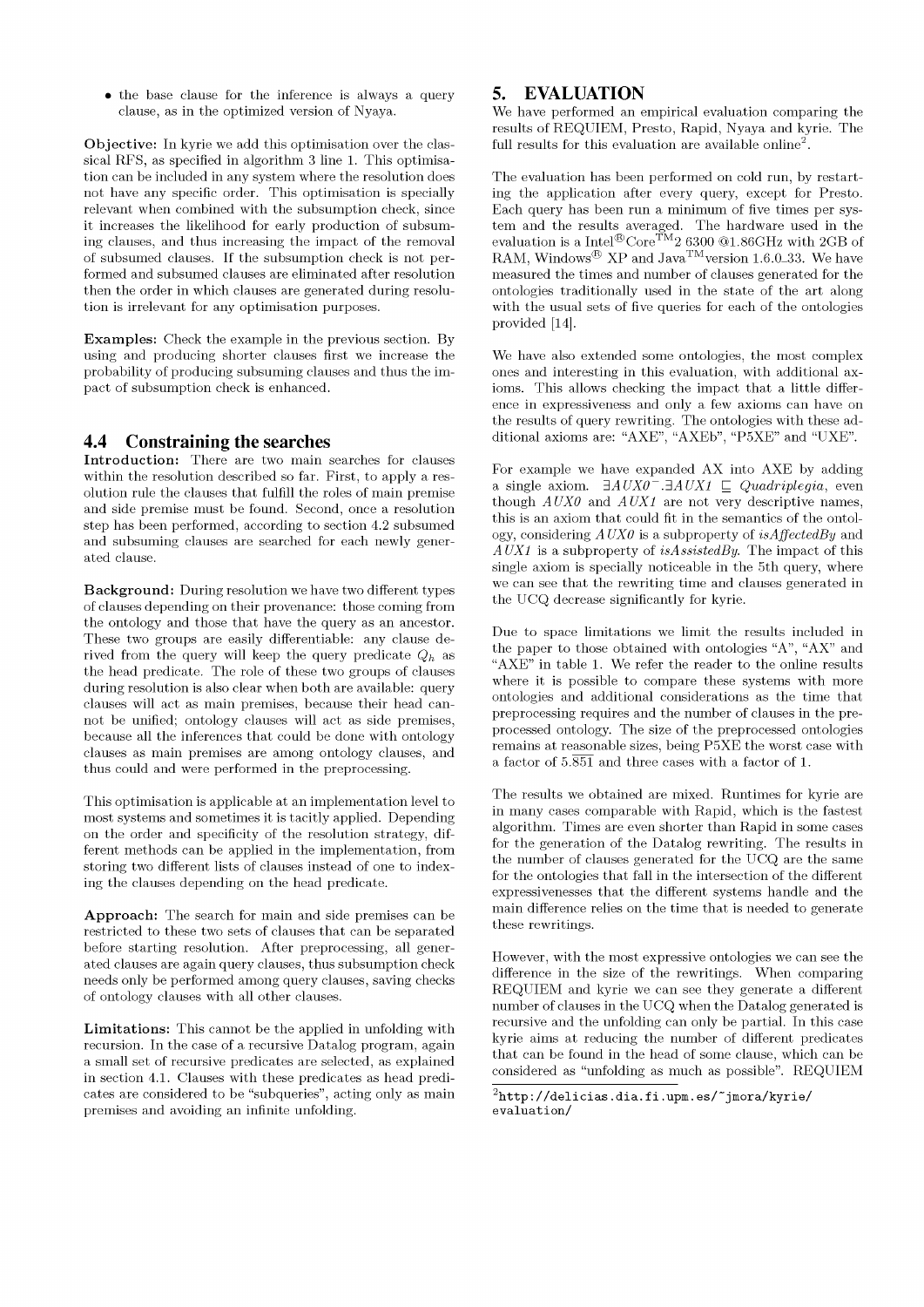- the base clause for the inference is always a query clause, as in the optimized version of Nyaya.

**Objective:** In kyrie we add this optimisation over the classical RFS, as specified in algorithm 3 line 1. This optimisation can be included in any system where the resolution does not have any specific order. This optimisation is specially relevant when combined with the subsumption check, since it increases the likelihood for early production of subsuming clauses, and thus increasing the impact of the removal of subsumed clauses. If the subsumption check is not performed and subsumed clauses are eliminated after resolution then the order in which clauses are generated during resolution is irrelevant for any optimisation purposes.

**Examples:** Check the example in the previous section. By using and producing shorter clauses first we increase the probability of producing subsuming clauses and thus the impact of subsumption check is enhanced.

### 4.4 Constraining the searches

**Introduction:** There are two main searches for clauses within the resolution described so far. First, to apply a resolution rule the clauses that fulfill the roles of main premise and side premise must be found. Second, once a resolution step has been performed, according to section 4.2 subsumed and subsuming clauses are searched for each newly generated clause.

**Background:** During resolution we have two different types of clauses depending on their provenance: those coming from the ontology and those that have the query as an ancestor. These two groups are easily differentiable: any clause derived from the query will keep the query predicate $Q_h$ as the head predicate. The role of these two groups of clauses during resolution is also clear when both are available: query clauses will act as main premises, because their head cannot be unified; ontology clauses will act as side premises, because all the inferences that could be done with ontology clauses as main premises are among ontology clauses, and thus could and were performed in the preprocessing.

This optimisation is applicable at an implementation level to most systems and sometimes it is tacitly applied. Depending on the order and specificity of the resolution strategy, different methods can be applied in the implementation, from storing two different lists of clauses instead of one to indexing the clauses depending on the head predicate.

**Approach:** The search for main and side premises can be restricted to these two sets of clauses that can be separated before starting resolution. After preprocessing, all generated clauses are again query clauses, thus subsumption check needs only be performed among query clauses, saving checks of ontology clauses with all other clauses.

**Limitations:** This cannot be the applied in unfolding with recursion. In the case of a recursive Datalog program, again a small set of recursive predicates are selected, as explained in section 4.1. Clauses with these predicates as head predicates are considered to be "subqueries", acting only as main premises and avoiding an infinite unfolding.

## 5. EVALUATION

We have performed an empirical evaluation comparing the results of REQUIEM, Presto, Rapid, Nyaya and kyrie. The full results for this evaluation are available online[2].

The evaluation has been performed on cold run, by restarting the application after every query, except for Presto. Each query has been run a minimum of five times per system and the results averaged. The hardware used in the evaluation is a Intel® Core™2 6300 @1.86GHz with 2GB of RAM, Windows® XP and Java™ version 1.6.0_33. We have measured the times and number of clauses generated for the ontologies traditionally used in the state of the art along with the usual sets of five queries for each of the ontologies provided [14].

We have also extended some ontologies, the most complex ones and interesting in this evaluation, with additional axioms. This allows checking the impact that a little difference in expressiveness and only a few axioms can have on the results of query rewriting. The ontologies with these additional axioms are: "AXE", "AXEb", "P5XE" and "UXE".

For example we have expanded AX into AXE by adding a single axiom. $\exists AUX0^{-}.\exists AUX1 \sqsubseteq Quadriplegia$, even though $AUX0$ and $AUX1$ are not very descriptive names, this is an axiom that could fit in the semantics of the ontology, considering $AUX0$ is a subproperty of *isAffectedBy* and $AUX1$ is a subproperty of *isAssistedBy*. The impact of this single axiom is specially noticeable in the 5th query, where we can see that the rewriting time and clauses generated in the UCQ decrease significantly for kyrie.

Due to space limitations we limit the results included in the paper to those obtained with ontologies "A", "AX" and "AXE" in table 1. We refer the reader to the online results where it is possible to compare these systems with more ontologies and additional considerations as the time that preprocessing requires and the number of clauses in the preprocessed ontology. The size of the preprocessed ontologies remains at reasonable sizes, being P5XE the worst case with a factor of $5.\overline{851}$ and three cases with a factor of 1.

The results we obtained are mixed. Runtimes for kyrie are in many cases comparable with Rapid, which is the fastest algorithm. Times are even shorter than Rapid in some cases for the generation of the Datalog rewriting. The results in the number of clauses generated for the UCQ are the same for the ontologies that fall in the intersection of the different expressivenesses that the different systems handle and the main difference relies on the time that is needed to generate these rewritings.

However, with the most expressive ontologies we can see the difference in the size of the rewritings. When comparing REQUIEM and kyrie we can see they generate a different number of clauses in the UCQ when the Datalog generated is recursive and the unfolding can only be partial. In this case kyrie aims at reducing the number of different predicates that can be found in the head of some clause, which can be considered as "unfolding as much as possible". REQUIEM

[2] http://delicias.dia.fi.upm.es/~jmora/kyrie/evaluation/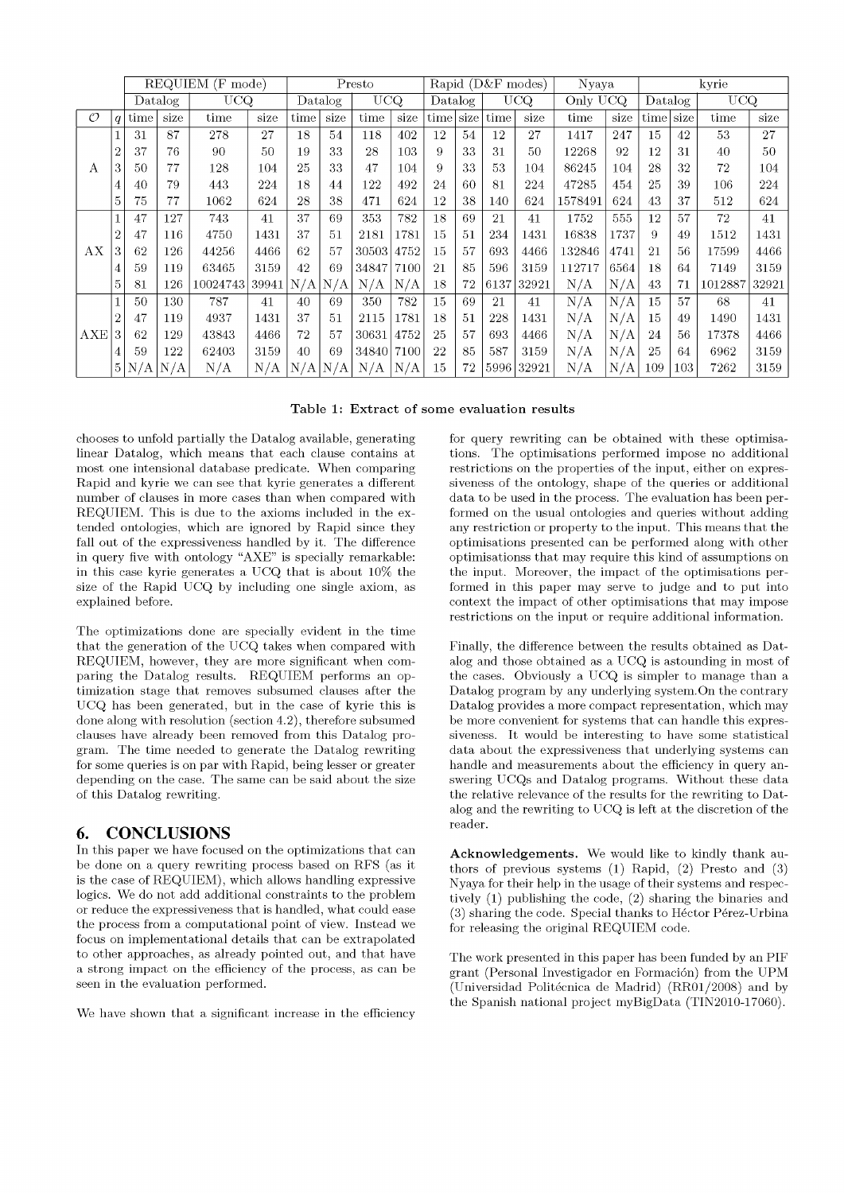| | | REQUIEM (F mode) | | | | Presto | | | | Rapid (D&F modes) | | | | Nyaya | | kyrie | | | |
|---|---|---|---|---|---|---|---|---|---|---|---|---|---|---|---|---|---|---|---|
| | | Datalog | | UCQ | | Datalog | | UCQ | | Datalog | | UCQ | | Only UCQ | | Datalog | | UCQ | |
| $\mathcal{O}$ | $q$ | time | size | time | size | time | size | time | size | time | size | time | size | time | size | time | size | time | size |
| A | 1 | 31 | 87 | 278 | 27 | 18 | 54 | 118 | 402 | 12 | 54 | 12 | 27 | 1417 | 247 | 15 | 42 | 53 | 27 |
| | 2 | 37 | 76 | 90 | 50 | 19 | 33 | 28 | 103 | 9 | 33 | 31 | 50 | 12268 | 92 | 12 | 31 | 40 | 50 |
| | 3 | 50 | 77 | 128 | 104 | 25 | 33 | 47 | 104 | 9 | 33 | 53 | 104 | 86245 | 104 | 28 | 32 | 72 | 104 |
| | 4 | 40 | 79 | 443 | 224 | 18 | 44 | 122 | 492 | 24 | 60 | 81 | 224 | 47285 | 454 | 25 | 39 | 106 | 224 |
| | 5 | 75 | 77 | 1062 | 624 | 28 | 38 | 471 | 624 | 12 | 38 | 140 | 624 | 1578491 | 624 | 43 | 37 | 512 | 624 |
| AX | 1 | 47 | 127 | 743 | 41 | 37 | 69 | 353 | 782 | 18 | 69 | 21 | 41 | 1752 | 555 | 12 | 57 | 72 | 41 |
| | 2 | 47 | 116 | 4750 | 1431 | 37 | 51 | 2181 | 1781 | 15 | 51 | 234 | 1431 | 16838 | 1737 | 9 | 49 | 1512 | 1431 |
| | 3 | 62 | 126 | 44256 | 4466 | 62 | 57 | 30503 | 4752 | 15 | 57 | 693 | 4466 | 132846 | 4741 | 21 | 56 | 17599 | 4466 |
| | 4 | 59 | 119 | 63465 | 3159 | 42 | 69 | 34847 | 7100 | 21 | 85 | 596 | 3159 | 112717 | 6564 | 18 | 64 | 7149 | 3159 |
| | 5 | 81 | 126 | 10024743 | 39941 | N/A | N/A | N/A | N/A | 18 | 72 | 6137 | 32921 | N/A | N/A | 43 | 71 | 1012887 | 32921 |
| AXE | 1 | 50 | 130 | 787 | 41 | 40 | 69 | 350 | 782 | 15 | 69 | 21 | 41 | N/A | N/A | 15 | 57 | 68 | 41 |
| | 2 | 47 | 119 | 4937 | 1431 | 37 | 51 | 2115 | 1781 | 18 | 51 | 228 | 1431 | N/A | N/A | 15 | 49 | 1490 | 1431 |
| | 3 | 62 | 129 | 43843 | 4466 | 72 | 57 | 30631 | 4752 | 25 | 57 | 693 | 4466 | N/A | N/A | 24 | 56 | 17378 | 4466 |
| | 4 | 59 | 122 | 62403 | 3159 | 40 | 69 | 34840 | 7100 | 22 | 85 | 587 | 3159 | N/A | N/A | 25 | 64 | 6962 | 3159 |
| | 5 | N/A | N/A | N/A | N/A | N/A | N/A | N/A | N/A | 15 | 72 | 5996 | 32921 | N/A | N/A | 109 | 103 | 7262 | 3159 |

**Table 1: Extract of some evaluation results**

chooses to unfold partially the Datalog available, generating linear Datalog, which means that each clause contains at most one intensional database predicate. When comparing Rapid and kyrie we can see that kyrie generates a different number of clauses in more cases than when compared with REQUIEM. This is due to the axioms included in the extended ontologies, which are ignored by Rapid since they fall out of the expressiveness handled by it. The difference in query five with ontology "AXE" is specially remarkable: in this case kyrie generates a UCQ that is about 10% the size of the Rapid UCQ by including one single axiom, as explained before.

The optimizations done are specially evident in the time that the generation of the UCQ takes when compared with REQUIEM, however, they are more significant when comparing the Datalog results. REQUIEM performs an optimization stage that removes subsumed clauses after the UCQ has been generated, but in the case of kyrie this is done along with resolution (section 4.2), therefore subsumed clauses have already been removed from this Datalog program. The time needed to generate the Datalog rewriting for some queries is on par with Rapid, being lesser or greater depending on the case. The same can be said about the size of this Datalog rewriting.

## 6. CONCLUSIONS

In this paper we have focused on the optimizations that can be done on a query rewriting process based on RFS (as it is the case of REQUIEM), which allows handling expressive logics. We do not add additional constraints to the problem or reduce the expressiveness that is handled, what could ease the process from a computational point of view. Instead we focus on implementational details that can be extrapolated to other approaches, as already pointed out, and that have a strong impact on the efficiency of the process, as can be seen in the evaluation performed.

We have shown that a significant increase in the efficiency for query rewriting can be obtained with these optimisations. The optimisations performed impose no additional restrictions on the properties of the input, either on expressiveness of the ontology, shape of the queries or additional data to be used in the process. The evaluation has been performed on the usual ontologies and queries without adding any restriction or property to the input. This means that the optimisations presented can be performed along with other optimisationss that may require this kind of assumptions on the input. Moreover, the impact of the optimisations performed in this paper may serve to judge and to put into context the impact of other optimisations that may impose restrictions on the input or require additional information.

Finally, the difference between the results obtained as Datalog and those obtained as a UCQ is astounding in most of the cases. Obviously a UCQ is simpler to manage than a Datalog program by any underlying system.On the contrary Datalog provides a more compact representation, which may be more convenient for systems that can handle this expressiveness. It would be interesting to have some statistical data about the expressiveness that underlying systems can handle and measurements about the efficiency in query answering UCQs and Datalog programs. Without these data the relative relevance of the results for the rewriting to Datalog and the rewriting to UCQ is left at the discretion of the reader.

**Acknowledgements.** We would like to kindly thank authors of previous systems (1) Rapid, (2) Presto and (3) Nyaya for their help in the usage of their systems and respectively (1) publishing the code, (2) sharing the binaries and (3) sharing the code. Special thanks to Héctor Pérez-Urbina for releasing the original REQUIEM code.

The work presented in this paper has been funded by an PIF grant (Personal Investigador en Formación) from the UPM (Universidad Politécnica de Madrid) (RR01/2008) and by the Spanish national project myBigData (TIN2010-17060).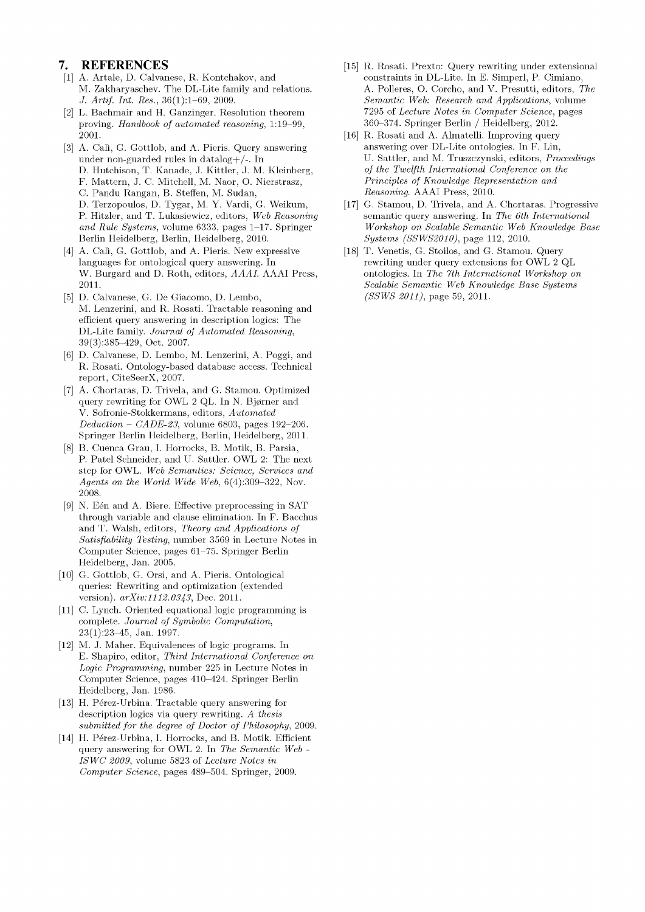## 7. REFERENCES

[1] A. Artale, D. Calvanese, R. Kontchakov, and M. Zakharyaschev. The DL-Lite family and relations. *J. Artif. Int. Res.*, 36(1):1–69, 2009.

[2] L. Bachmair and H. Ganzinger. Resolution theorem proving. *Handbook of automated reasoning*, 1:19–99, 2001.

[3] A. Calì, G. Gottlob, and A. Pieris. Query answering under non-guarded rules in datalog+/-. In D. Hutchison, T. Kanade, J. Kittler, J. M. Kleinberg, F. Mattern, J. C. Mitchell, M. Naor, O. Nierstrasz, C. Pandu Rangan, B. Steffen, M. Sudan, D. Terzopoulos, D. Tygar, M. Y. Vardi, G. Weikum, P. Hitzler, and T. Lukasiewicz, editors, *Web Reasoning and Rule Systems*, volume 6333, pages 1–17. Springer Berlin Heidelberg, Berlin, Heidelberg, 2010.

[4] A. Calì, G. Gottlob, and A. Pieris. New expressive languages for ontological query answering. In W. Burgard and D. Roth, editors, *AAAI*. AAAI Press, 2011.

[5] D. Calvanese, G. De Giacomo, D. Lembo, M. Lenzerini, and R. Rosati. Tractable reasoning and efficient query answering in description logics: The DL-Lite family. *Journal of Automated Reasoning*, 39(3):385–429, Oct. 2007.

[6] D. Calvanese, D. Lembo, M. Lenzerini, A. Poggi, and R. Rosati. Ontology-based database access. Technical report, CiteSeerX, 2007.

[7] A. Chortaras, D. Trivela, and G. Stamou. Optimized query rewriting for OWL 2 QL. In N. Bjørner and V. Sofronie-Stokkermans, editors, *Automated Deduction – CADE-23*, volume 6803, pages 192–206. Springer Berlin Heidelberg, Berlin, Heidelberg, 2011.

[8] B. Cuenca Grau, I. Horrocks, B. Motik, B. Parsia, P. Patel Schneider, and U. Sattler. OWL 2: The next step for OWL. *Web Semantics: Science, Services and Agents on the World Wide Web*, 6(4):309–322, Nov. 2008.

[9] N. Eén and A. Biere. Effective preprocessing in SAT through variable and clause elimination. In F. Bacchus and T. Walsh, editors, *Theory and Applications of Satisfiability Testing*, number 3569 in Lecture Notes in Computer Science, pages 61–75. Springer Berlin Heidelberg, Jan. 2005.

[10] G. Gottlob, G. Orsi, and A. Pieris. Ontological queries: Rewriting and optimization (extended version). *arXiv:1112.0343*, Dec. 2011.

[11] C. Lynch. Oriented equational logic programming is complete. *Journal of Symbolic Computation*, 23(1):23–45, Jan. 1997.

[12] M. J. Maher. Equivalences of logic programs. In E. Shapiro, editor, *Third International Conference on Logic Programming*, number 225 in Lecture Notes in Computer Science, pages 410–424. Springer Berlin Heidelberg, Jan. 1986.

[13] H. Pérez-Urbina. Tractable query answering for description logics via query rewriting. *A thesis submitted for the degree of Doctor of Philosophy*, 2009.

[14] H. Pérez-Urbina, I. Horrocks, and B. Motik. Efficient query answering for OWL 2. In *The Semantic Web - ISWC 2009*, volume 5823 of *Lecture Notes in Computer Science*, pages 489–504. Springer, 2009.

[15] R. Rosati. Prexto: Query rewriting under extensional constraints in DL-Lite. In E. Simperl, P. Cimiano, A. Polleres, O. Corcho, and V. Presutti, editors, *The Semantic Web: Research and Applications*, volume 7295 of *Lecture Notes in Computer Science*, pages 360–374. Springer Berlin / Heidelberg, 2012.

[16] R. Rosati and A. Almatelli. Improving query answering over DL-Lite ontologies. In F. Lin, U. Sattler, and M. Truszczynski, editors, *Proceedings of the Twelfth International Conference on the Principles of Knowledge Representation and Reasoning*. AAAI Press, 2010.

[17] G. Stamou, D. Trivela, and A. Chortaras. Progressive semantic query answering. In *The 6th International Workshop on Scalable Semantic Web Knowledge Base Systems (SSWS2010)*, page 112, 2010.

[18] T. Venetis, G. Stoilos, and G. Stamou. Query rewriting under query extensions for OWL 2 QL ontologies. In *The 7th International Workshop on Scalable Semantic Web Knowledge Base Systems (SSWS 2011)*, page 59, 2011.